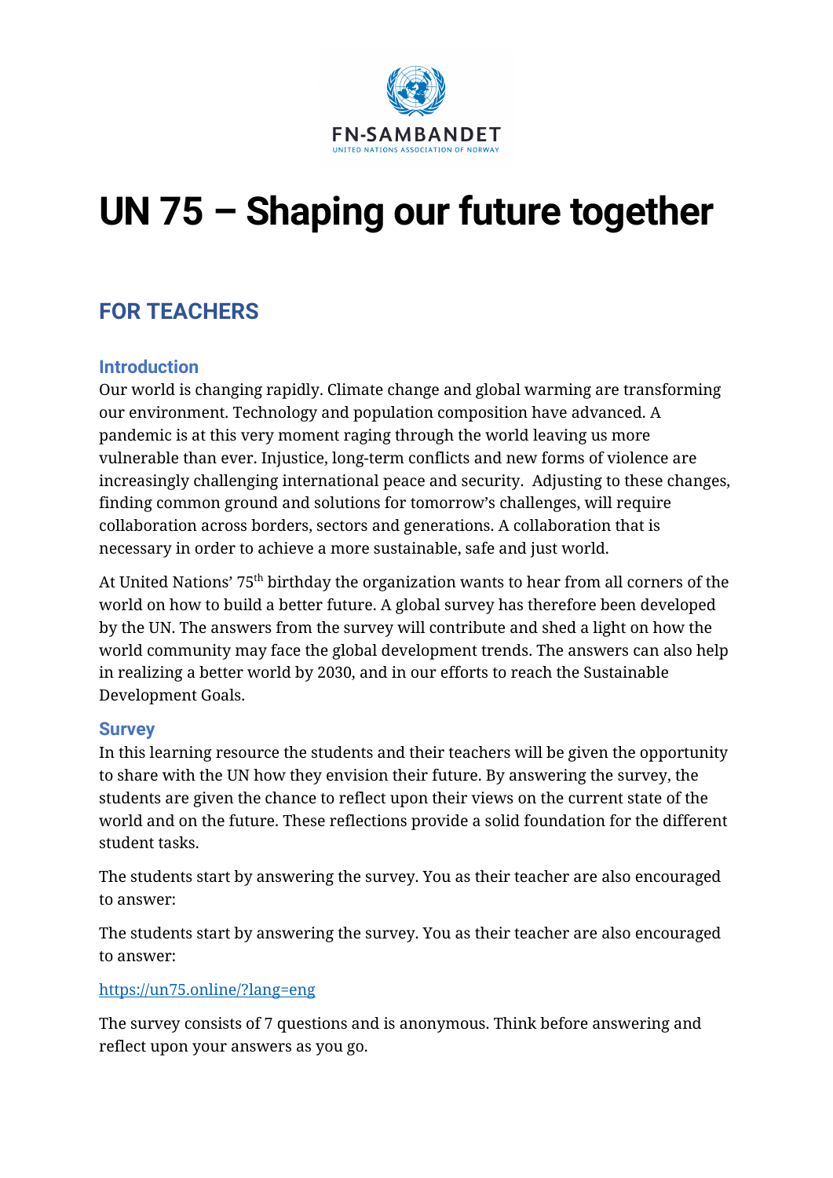FN-SAMBANDET

UNITED NATIONS ASSOCIATION OF NORWAY

# UN 75 – Shaping our future together

## FOR TEACHERS

### Introduction

Our world is changing rapidly. Climate change and global warming are transforming our environment. Technology and population composition have advanced. A pandemic is at this very moment raging through the world leaving us more vulnerable than ever. Injustice, long-term conflicts and new forms of violence are increasingly challenging international peace and security. Adjusting to these changes, finding common ground and solutions for tomorrow's challenges, will require collaboration across borders, sectors and generations. A collaboration that is necessary in order to achieve a more sustainable, safe and just world.

At United Nations' 75th birthday the organization wants to hear from all corners of the world on how to build a better future. A global survey has therefore been developed by the UN. The answers from the survey will contribute and shed a light on how the world community may face the global development trends. The answers can also help in realizing a better world by 2030, and in our efforts to reach the Sustainable Development Goals.

### Survey

In this learning resource the students and their teachers will be given the opportunity to share with the UN how they envision their future. By answering the survey, the students are given the chance to reflect upon their views on the current state of the world and on the future. These reflections provide a solid foundation for the different student tasks.

The students start by answering the survey. You as their teacher are also encouraged to answer:

The students start by answering the survey. You as their teacher are also encouraged to answer:

https://un75.online/?lang=eng

The survey consists of 7 questions and is anonymous. Think before answering and reflect upon your answers as you go.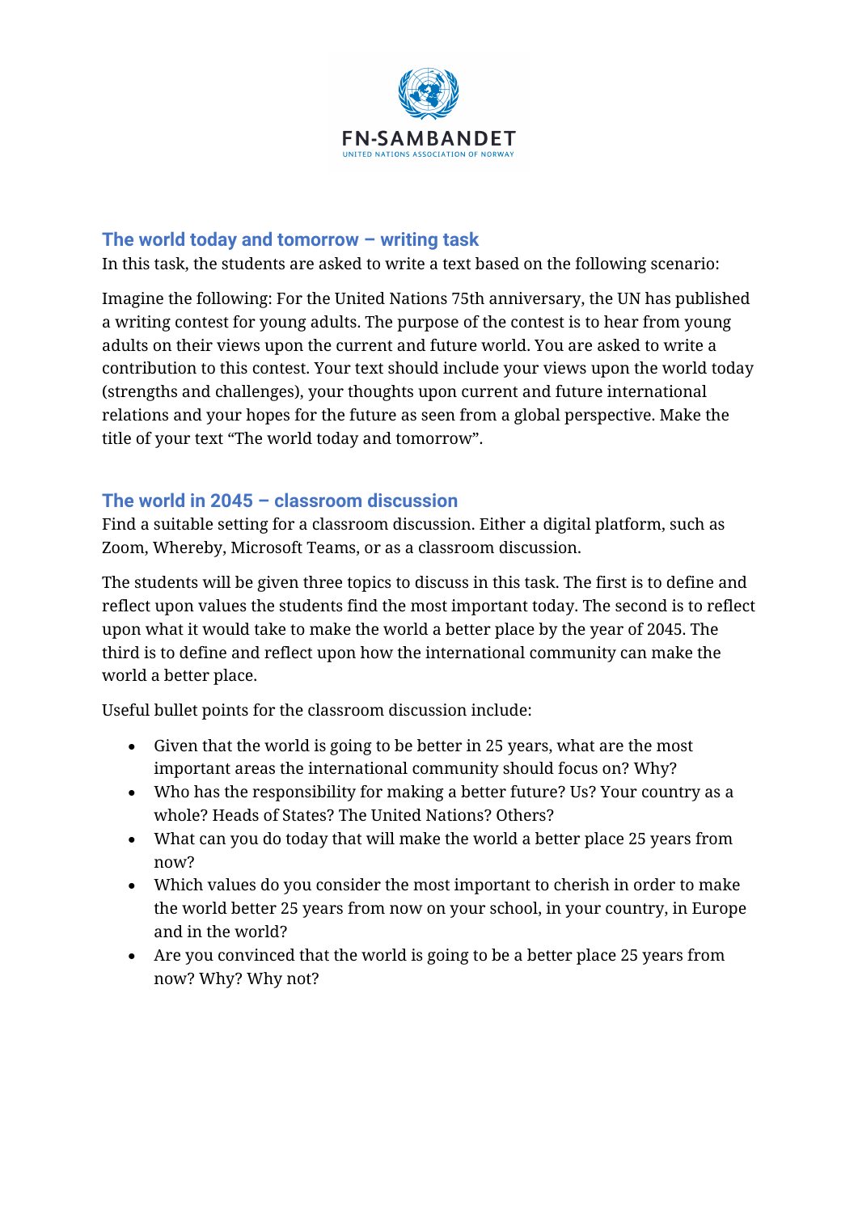## The world today and tomorrow – writing task

In this task, the students are asked to write a text based on the following scenario:

Imagine the following: For the United Nations 75th anniversary, the UN has published a writing contest for young adults. The purpose of the contest is to hear from young adults on their views upon the current and future world. You are asked to write a contribution to this contest. Your text should include your views upon the world today (strengths and challenges), your thoughts upon current and future international relations and your hopes for the future as seen from a global perspective. Make the title of your text "The world today and tomorrow".

## The world in 2045 – classroom discussion

Find a suitable setting for a classroom discussion. Either a digital platform, such as Zoom, Whereby, Microsoft Teams, or as a classroom discussion.

The students will be given three topics to discuss in this task. The first is to define and reflect upon values the students find the most important today. The second is to reflect upon what it would take to make the world a better place by the year of 2045. The third is to define and reflect upon how the international community can make the world a better place.

Useful bullet points for the classroom discussion include:

- Given that the world is going to be better in 25 years, what are the most important areas the international community should focus on? Why?
- Who has the responsibility for making a better future? Us? Your country as a whole? Heads of States? The United Nations? Others?
- What can you do today that will make the world a better place 25 years from now?
- Which values do you consider the most important to cherish in order to make the world better 25 years from now on your school, in your country, in Europe and in the world?
- Are you convinced that the world is going to be a better place 25 years from now? Why? Why not?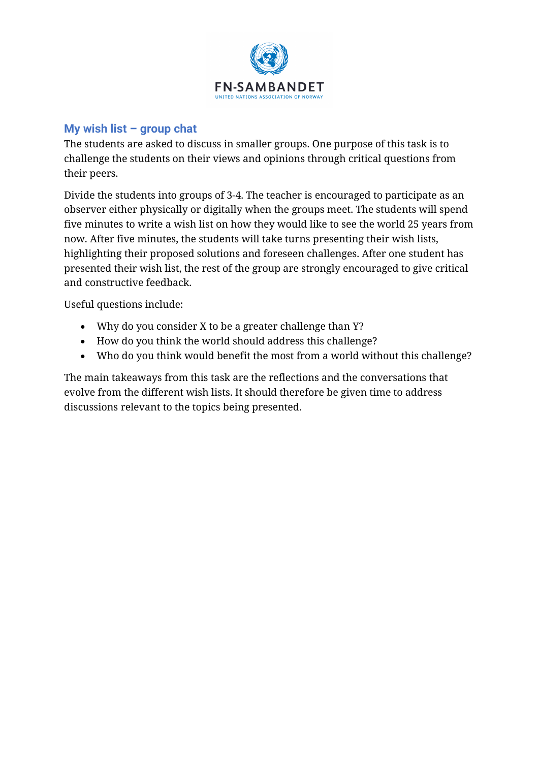## My wish list – group chat

The students are asked to discuss in smaller groups. One purpose of this task is to challenge the students on their views and opinions through critical questions from their peers.

Divide the students into groups of 3-4. The teacher is encouraged to participate as an observer either physically or digitally when the groups meet. The students will spend five minutes to write a wish list on how they would like to see the world 25 years from now. After five minutes, the students will take turns presenting their wish lists, highlighting their proposed solutions and foreseen challenges. After one student has presented their wish list, the rest of the group are strongly encouraged to give critical and constructive feedback.

Useful questions include:

- Why do you consider X to be a greater challenge than Y?
- How do you think the world should address this challenge?
- Who do you think would benefit the most from a world without this challenge?

The main takeaways from this task are the reflections and the conversations that evolve from the different wish lists. It should therefore be given time to address discussions relevant to the topics being presented.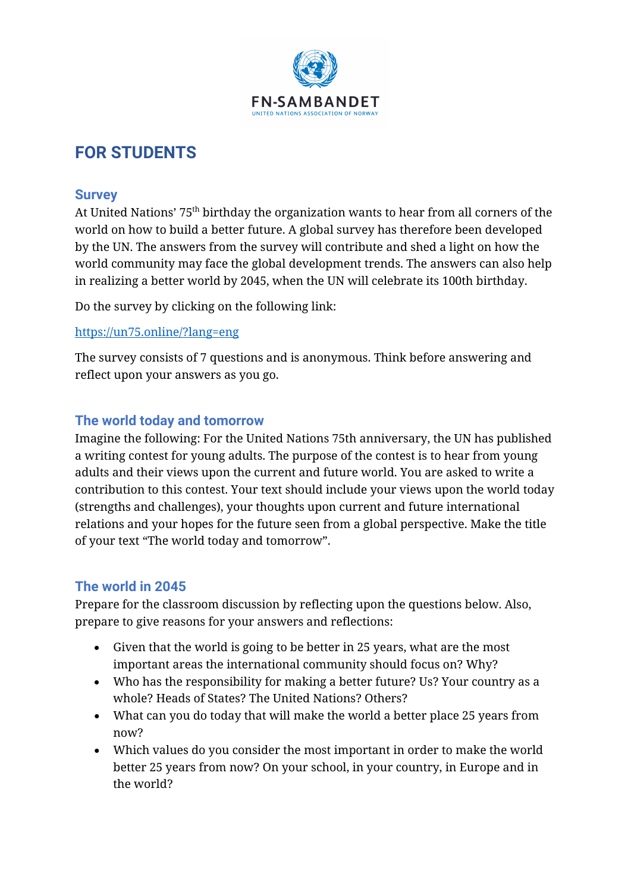FN-SAMBANDET

UNITED NATIONS ASSOCIATION OF NORWAY

# FOR STUDENTS

## Survey

At United Nations' 75th birthday the organization wants to hear from all corners of the world on how to build a better future. A global survey has therefore been developed by the UN. The answers from the survey will contribute and shed a light on how the world community may face the global development trends. The answers can also help in realizing a better world by 2045, when the UN will celebrate its 100th birthday.

Do the survey by clicking on the following link:

https://un75.online/?lang=eng

The survey consists of 7 questions and is anonymous. Think before answering and reflect upon your answers as you go.

## The world today and tomorrow

Imagine the following: For the United Nations 75th anniversary, the UN has published a writing contest for young adults. The purpose of the contest is to hear from young adults and their views upon the current and future world. You are asked to write a contribution to this contest. Your text should include your views upon the world today (strengths and challenges), your thoughts upon current and future international relations and your hopes for the future seen from a global perspective. Make the title of your text "The world today and tomorrow".

## The world in 2045

Prepare for the classroom discussion by reflecting upon the questions below. Also, prepare to give reasons for your answers and reflections:

- Given that the world is going to be better in 25 years, what are the most important areas the international community should focus on? Why?
- Who has the responsibility for making a better future? Us? Your country as a whole? Heads of States? The United Nations? Others?
- What can you do today that will make the world a better place 25 years from now?
- Which values do you consider the most important in order to make the world better 25 years from now? On your school, in your country, in Europe and in the world?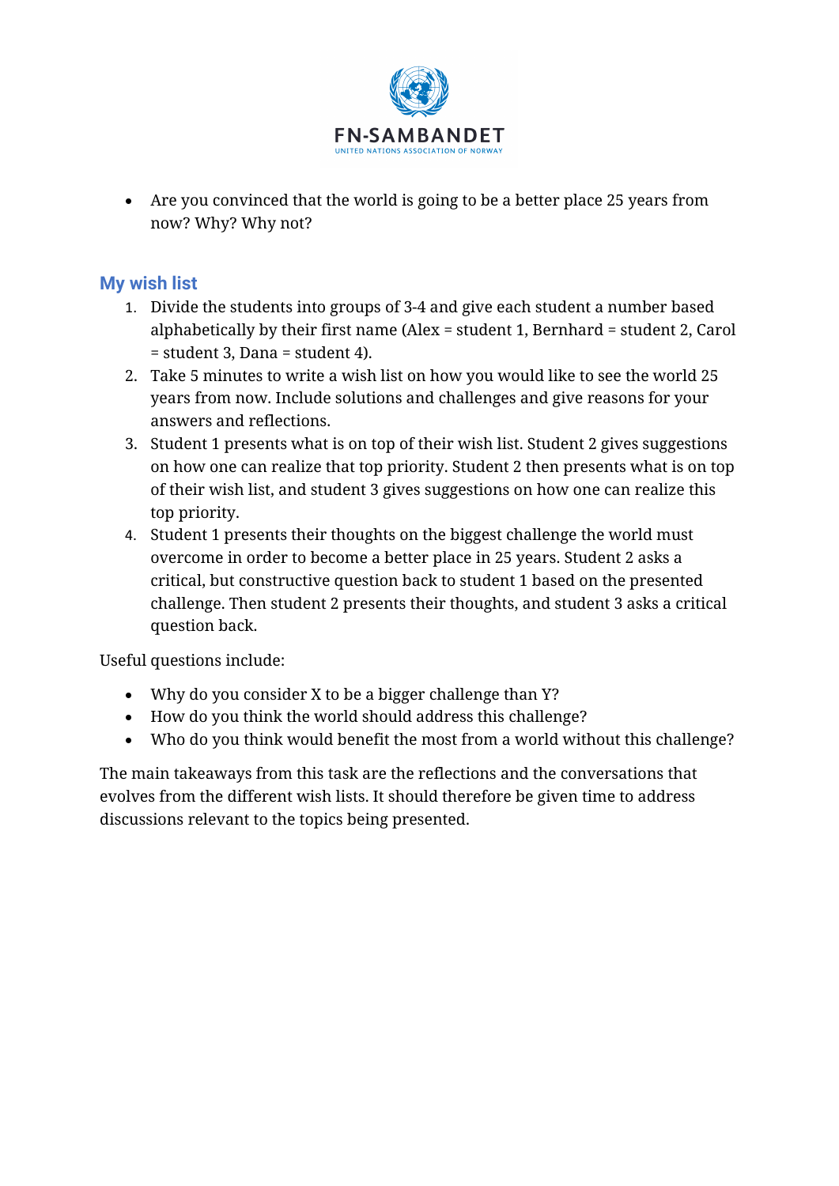- Are you convinced that the world is going to be a better place 25 years from now? Why? Why not?

## My wish list

1. Divide the students into groups of 3-4 and give each student a number based alphabetically by their first name (Alex = student 1, Bernhard = student 2, Carol = student 3, Dana = student 4).
2. Take 5 minutes to write a wish list on how you would like to see the world 25 years from now. Include solutions and challenges and give reasons for your answers and reflections.
3. Student 1 presents what is on top of their wish list. Student 2 gives suggestions on how one can realize that top priority. Student 2 then presents what is on top of their wish list, and student 3 gives suggestions on how one can realize this top priority.
4. Student 1 presents their thoughts on the biggest challenge the world must overcome in order to become a better place in 25 years. Student 2 asks a critical, but constructive question back to student 1 based on the presented challenge. Then student 2 presents their thoughts, and student 3 asks a critical question back.

Useful questions include:

- Why do you consider X to be a bigger challenge than Y?
- How do you think the world should address this challenge?
- Who do you think would benefit the most from a world without this challenge?

The main takeaways from this task are the reflections and the conversations that evolves from the different wish lists. It should therefore be given time to address discussions relevant to the topics being presented.